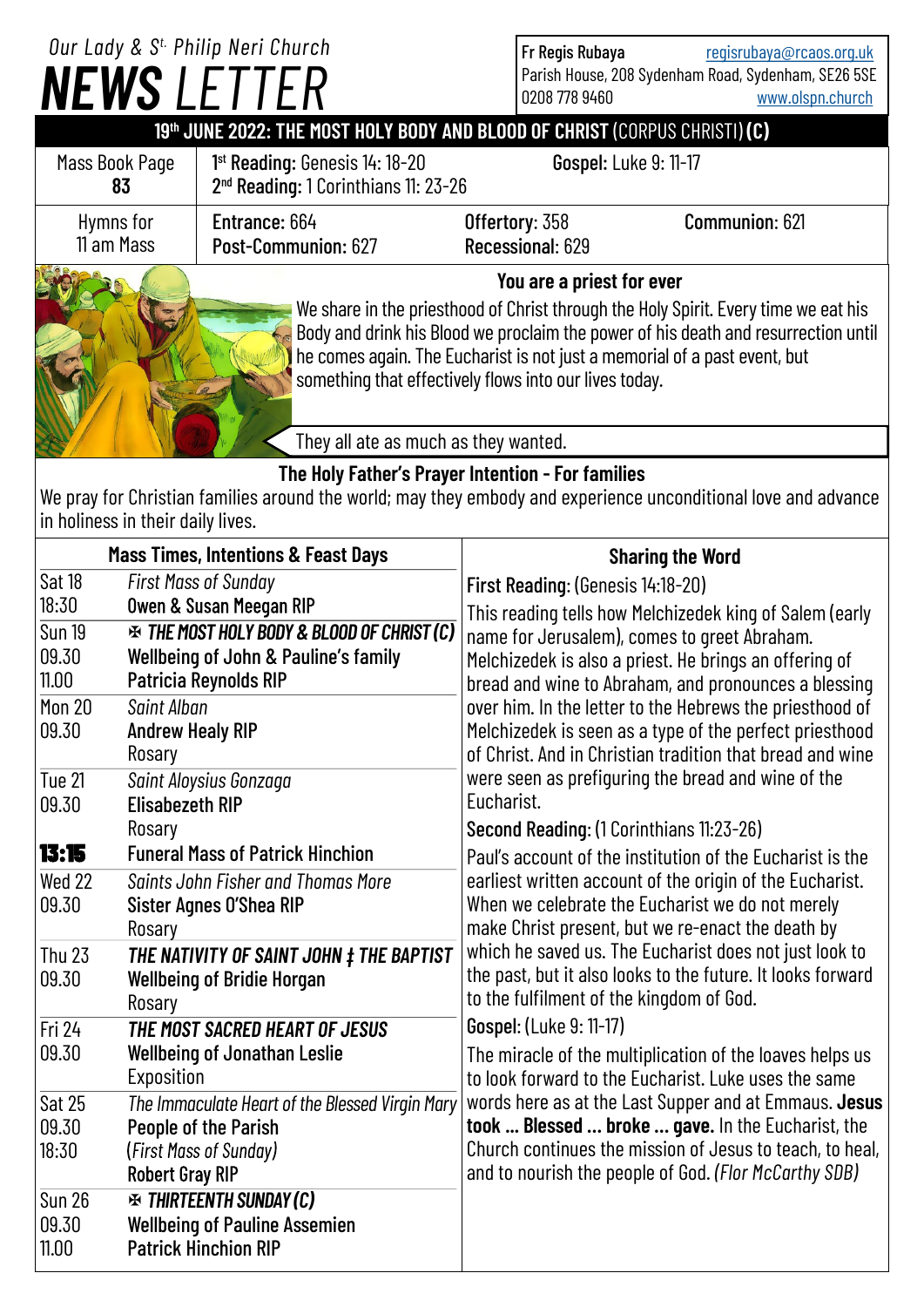Our Lady & St. Philip Neri Church

# NEWS LETTER

Fr Regis Rubaya regisrubaya@rcaos.org.uk
Parish House, 208 Sydenham Road, Sydenham, SE26 5SE
0208 778 9460 www.olspn.church

## 19th JUNE 2022: THE MOST HOLY BODY AND BLOOD OF CHRIST (CORPUS CHRISTI) (C)

| Mass Book Page 83 | 1st Reading: Genesis 14: 18-20<br>2nd Reading: 1 Corinthians 11: 23-26 | Gospel: Luke 9: 11-17 | |
|---|---|---|---|
| Hymns for 11 am Mass | Entrance: 664<br>Post-Communion: 627 | Offertory: 358<br>Recessional: 629 | Communion: 621 |

### You are a priest for ever

We share in the priesthood of Christ through the Holy Spirit. Every time we eat his Body and drink his Blood we proclaim the power of his death and resurrection until he comes again. The Eucharist is not just a memorial of a past event, but something that effectively flows into our lives today.

They all ate as much as they wanted.

### The Holy Father's Prayer Intention - For families

We pray for Christian families around the world; may they embody and experience unconditional love and advance in holiness in their daily lives.

### Mass Times, Intentions & Feast Days

| | |
|---|---|
| Sat 18 | *First Mass of Sunday* |
| 18:30 | **Owen & Susan Meegan RIP** |
| Sun 19 | ✠ ***THE MOST HOLY BODY & BLOOD OF CHRIST (C)*** |
| 09.30 | **Wellbeing of John & Pauline's family** |
| 11.00 | **Patricia Reynolds RIP** |
| Mon 20 | *Saint Alban* |
| 09.30 | **Andrew Healy RIP** |
| | Rosary |
| Tue 21 | *Saint Aloysius Gonzaga* |
| 09.30 | **Elisabezeth RIP** |
| | Rosary |
| **13:15** | **Funeral Mass of Patrick Hinchion** |
| Wed 22 | *Saints John Fisher and Thomas More* |
| 09.30 | **Sister Agnes O'Shea RIP** |
| | Rosary |
| Thu 23 | ***THE NATIVITY OF SAINT JOHN ‡ THE BAPTIST*** |
| 09.30 | **Wellbeing of Bridie Horgan** |
| | Rosary |
| Fri 24 | ***THE MOST SACRED HEART OF JESUS*** |
| 09.30 | **Wellbeing of Jonathan Leslie** |
| | Exposition |
| Sat 25 | *The Immaculate Heart of the Blessed Virgin Mary* |
| 09.30 | **People of the Parish** |
| 18:30 | (*First Mass of Sunday*) |
| | **Robert Gray RIP** |
| Sun 26 | ✠ ***THIRTEENTH SUNDAY (C)*** |
| 09.30 | **Wellbeing of Pauline Assemien** |
| 11.00 | **Patrick Hinchion RIP** |

### Sharing the Word

**First Reading**: (Genesis 14:18-20)

This reading tells how Melchizedek king of Salem (early name for Jerusalem), comes to greet Abraham. Melchizedek is also a priest. He brings an offering of bread and wine to Abraham, and pronounces a blessing over him. In the letter to the Hebrews the priesthood of Melchizedek is seen as a type of the perfect priesthood of Christ. And in Christian tradition that bread and wine were seen as prefiguring the bread and wine of the Eucharist.

**Second Reading**: (1 Corinthians 11:23-26)

Paul's account of the institution of the Eucharist is the earliest written account of the origin of the Eucharist. When we celebrate the Eucharist we do not merely make Christ present, but we re-enact the death by which he saved us. The Eucharist does not just look to the past, but it also looks to the future. It looks forward to the fulfilment of the kingdom of God.

**Gospel**: (Luke 9: 11-17)

The miracle of the multiplication of the loaves helps us to look forward to the Eucharist. Luke uses the same words here as at the Last Supper and at Emmaus. **Jesus took ... Blessed ... broke ... gave.** In the Eucharist, the Church continues the mission of Jesus to teach, to heal, and to nourish the people of God. *(Flor McCarthy SDB)*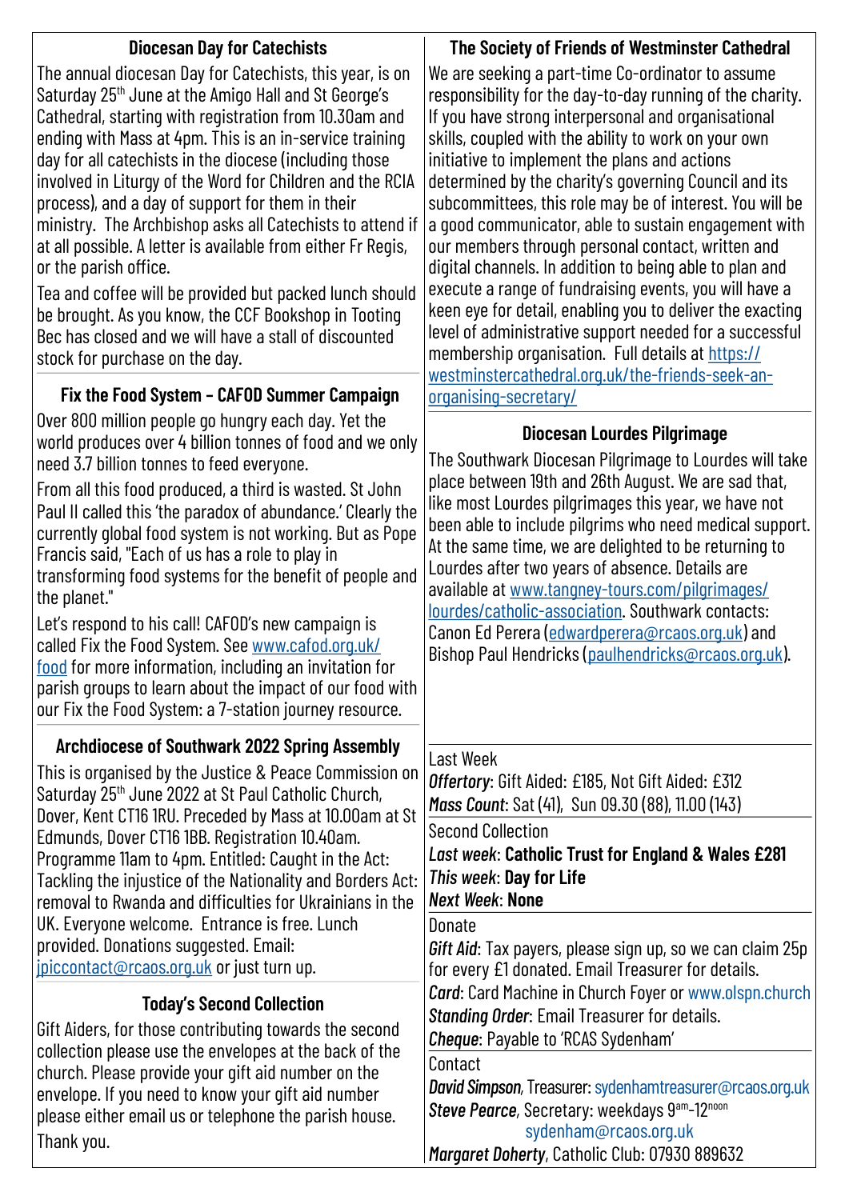## Diocesan Day for Catechists

The annual diocesan Day for Catechists, this year, is on Saturday 25th June at the Amigo Hall and St George's Cathedral, starting with registration from 10.30am and ending with Mass at 4pm. This is an in-service training day for all catechists in the diocese (including those involved in Liturgy of the Word for Children and the RCIA process), and a day of support for them in their ministry. The Archbishop asks all Catechists to attend if at all possible. A letter is available from either Fr Regis, or the parish office.

Tea and coffee will be provided but packed lunch should be brought. As you know, the CCF Bookshop in Tooting Bec has closed and we will have a stall of discounted stock for purchase on the day.

## Fix the Food System – CAFOD Summer Campaign

Over 800 million people go hungry each day. Yet the world produces over 4 billion tonnes of food and we only need 3.7 billion tonnes to feed everyone.

From all this food produced, a third is wasted. St John Paul II called this 'the paradox of abundance.' Clearly the currently global food system is not working. But as Pope Francis said, "Each of us has a role to play in transforming food systems for the benefit of people and the planet."

Let's respond to his call! CAFOD's new campaign is called Fix the Food System. See www.cafod.org.uk/food for more information, including an invitation for parish groups to learn about the impact of our food with our Fix the Food System: a 7-station journey resource.

## Archdiocese of Southwark 2022 Spring Assembly

This is organised by the Justice & Peace Commission on Saturday 25th June 2022 at St Paul Catholic Church, Dover, Kent CT16 1RU. Preceded by Mass at 10.00am at St Edmunds, Dover CT16 1BB. Registration 10.40am. Programme 11am to 4pm. Entitled: Caught in the Act: Tackling the injustice of the Nationality and Borders Act: removal to Rwanda and difficulties for Ukrainians in the UK. Everyone welcome. Entrance is free. Lunch provided. Donations suggested. Email: jpiccontact@rcaos.org.uk or just turn up.

## Today's Second Collection

Gift Aiders, for those contributing towards the second collection please use the envelopes at the back of the church. Please provide your gift aid number on the envelope. If you need to know your gift aid number please either email us or telephone the parish house.

Thank you.

## The Society of Friends of Westminster Cathedral

We are seeking a part-time Co-ordinator to assume responsibility for the day-to-day running of the charity. If you have strong interpersonal and organisational skills, coupled with the ability to work on your own initiative to implement the plans and actions determined by the charity's governing Council and its subcommittees, this role may be of interest. You will be a good communicator, able to sustain engagement with our members through personal contact, written and digital channels. In addition to being able to plan and execute a range of fundraising events, you will have a keen eye for detail, enabling you to deliver the exacting level of administrative support needed for a successful membership organisation. Full details at https://westminstercathedral.org.uk/the-friends-seek-an-organising-secretary/

## Diocesan Lourdes Pilgrimage

The Southwark Diocesan Pilgrimage to Lourdes will take place between 19th and 26th August. We are sad that, like most Lourdes pilgrimages this year, we have not been able to include pilgrims who need medical support. At the same time, we are delighted to be returning to Lourdes after two years of absence. Details are available at www.tangney-tours.com/pilgrimages/lourdes/catholic-association. Southwark contacts: Canon Ed Perera (edwardperera@rcaos.org.uk) and Bishop Paul Hendricks (paulhendricks@rcaos.org.uk).

Last Week

***Offertory***: Gift Aided: £185, Not Gift Aided: £312

***Mass Count***: Sat (41), Sun 09.30 (88), 11.00 (143)

Second Collection

*Last week*: **Catholic Trust for England & Wales £281**

*This week*: **Day for Life**

*Next Week*: **None**

Donate

***Gift Aid***: Tax payers, please sign up, so we can claim 25p for every £1 donated. Email Treasurer for details.

***Card***: Card Machine in Church Foyer or www.olspn.church

***Standing Order***: Email Treasurer for details.

***Cheque***: Payable to 'RCAS Sydenham'

Contact

***David Simpson***, Treasurer: sydenhamtreasurer@rcaos.org.uk

***Steve Pearce***, Secretary: weekdays 9am-12noon sydenham@rcaos.org.uk

***Margaret Doherty***, Catholic Club: 07930 889632